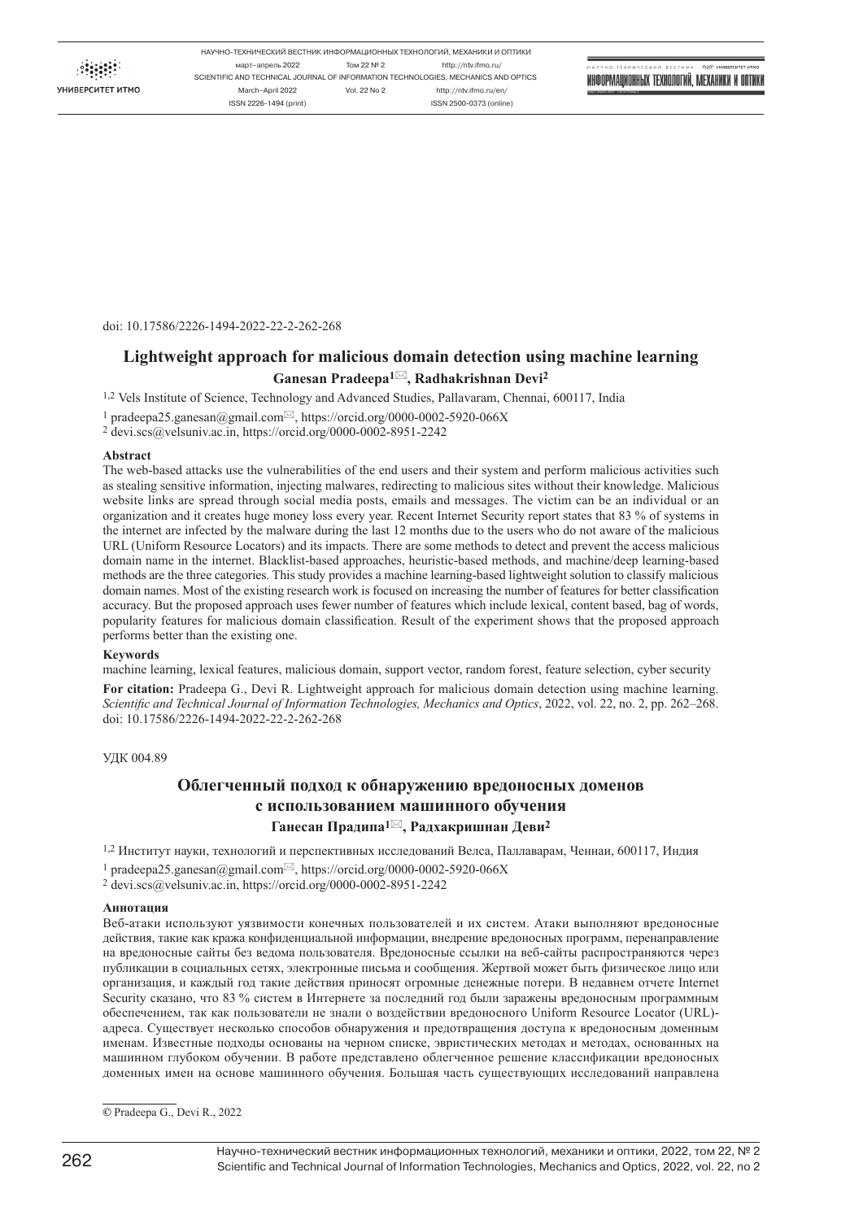doi: 10.17586/2226-1494-2022-22-2-262-268

# Lightweight approach for malicious domain detection using machine learning

**Ganesan Pradeepa[1]✉, Radhakrishnan Devi[2]**

[1,2] Vels Institute of Science, Technology and Advanced Studies, Pallavaram, Chennai, 600117, India

[1] pradeepa25.ganesan@gmail.com✉, https://orcid.org/0000-0002-5920-066X

[2] devi.scs@velsuniv.ac.in, https://orcid.org/0000-0002-8951-2242

### Abstract

The web-based attacks use the vulnerabilities of the end users and their system and perform malicious activities such as stealing sensitive information, injecting malwares, redirecting to malicious sites without their knowledge. Malicious website links are spread through social media posts, emails and messages. The victim can be an individual or an organization and it creates huge money loss every year. Recent Internet Security report states that 83 % of systems in the internet are infected by the malware during the last 12 months due to the users who do not aware of the malicious URL (Uniform Resource Locators) and its impacts. There are some methods to detect and prevent the access malicious domain name in the internet. Blacklist-based approaches, heuristic-based methods, and machine/deep learning-based methods are the three categories. This study provides a machine learning-based lightweight solution to classify malicious domain names. Most of the existing research work is focused on increasing the number of features for better classification accuracy. But the proposed approach uses fewer number of features which include lexical, content based, bag of words, popularity features for malicious domain classification. Result of the experiment shows that the proposed approach performs better than the existing one.

### Keywords

machine learning, lexical features, malicious domain, support vector, random forest, feature selection, cyber security

**For citation:** Pradeepa G., Devi R. Lightweight approach for malicious domain detection using machine learning. *Scientific and Technical Journal of Information Technologies, Mechanics and Optics*, 2022, vol. 22, no. 2, pp. 262–268. doi: 10.17586/2226-1494-2022-22-2-262-268

УДК 004.89

# Облегченный подход к обнаружению вредоносных доменов с использованием машинного обучения

**Ганесан Прадипа[1]✉, Радхакришнан Деви[2]**

[1,2] Институт науки, технологий и перспективных исследований Велса, Паллаварам, Ченнаи, 600117, Индия

[1] pradeepa25.ganesan@gmail.com✉, https://orcid.org/0000-0002-5920-066X

[2] devi.scs@velsuniv.ac.in, https://orcid.org/0000-0002-8951-2242

### Аннотация

Веб-атаки используют уязвимости конечных пользователей и их систем. Атаки выполняют вредоносные действия, такие как кража конфиденциальной информации, внедрение вредоносных программ, перенаправление на вредоносные сайты без ведома пользователя. Вредоносные ссылки на веб-сайты распространяются через публикации в социальных сетях, электронные письма и сообщения. Жертвой может быть физическое лицо или организация, и каждый год такие действия приносят огромные денежные потери. В недавнем отчете Internet Security сказано, что 83 % систем в Интернете за последний год были заражены вредоносным программным обеспечением, так как пользователи не знали о воздействии вредоносного Uniform Resource Locator (URL)-адреса. Существует несколько способов обнаружения и предотвращения доступа к вредоносным доменным именам. Известные подходы основаны на черном списке, эвристических методах и методах, основанных на машинном глубоком обучении. В работе представлено облегченное решение классификации вредоносных доменных имен на основе машинного обучения. Большая часть существующих исследований направлена

© Pradeepa G., Devi R., 2022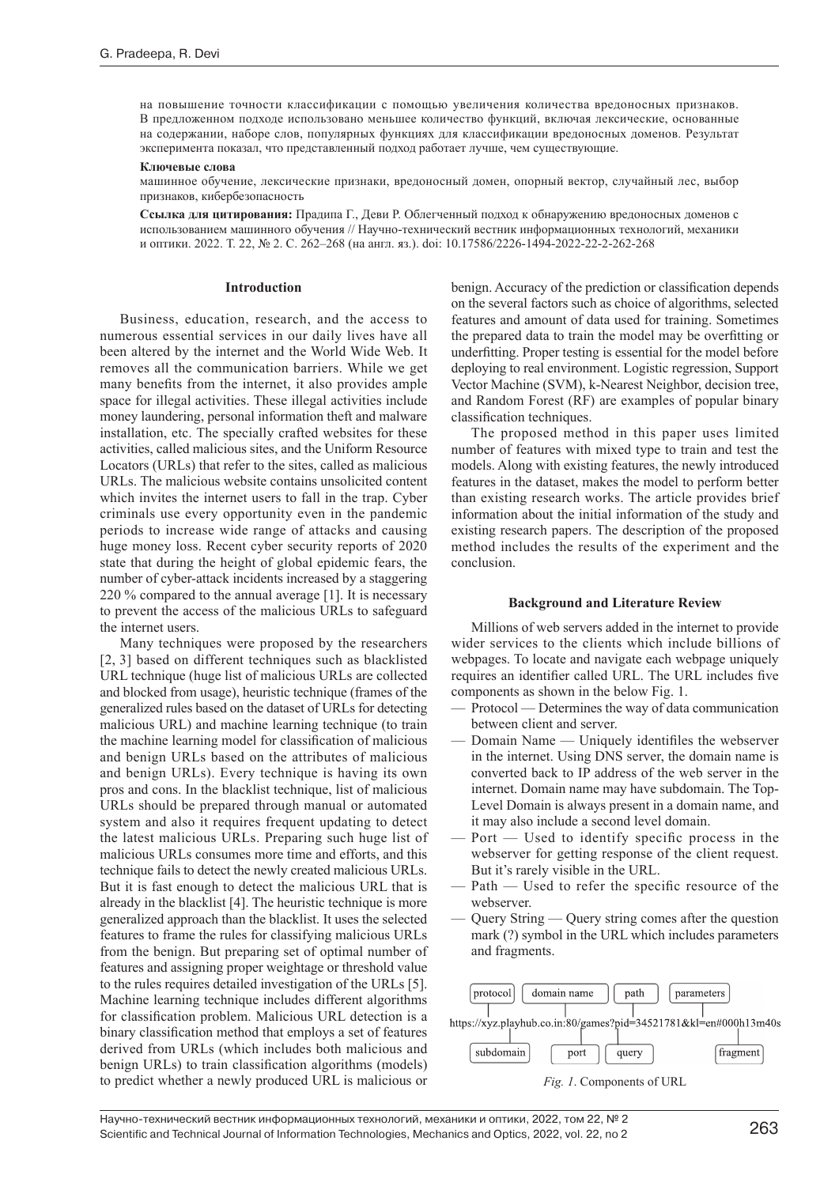на повышение точности классификации с помощью увеличения количества вредоносных признаков. В предложенном подходе использовано меньшее количество функций, включая лексические, основанные на содержании, наборе слов, популярных функциях для классификации вредоносных доменов. Результат эксперимента показал, что представленный подход работает лучше, чем существующие.

**Ключевые слова**

машинное обучение, лексические признаки, вредоносный домен, опорный вектор, случайный лес, выбор признаков, кибербезопасность

**Ссылка для цитирования:** Прадипа Г., Деви Р. Облегченный подход к обнаружению вредоносных доменов с использованием машинного обучения // Научно-технический вестник информационных технологий, механики и оптики. 2022. Т. 22, № 2. С. 262–268 (на англ. яз.). doi: 10.17586/2226-1494-2022-22-2-262-268

## Introduction

Business, education, research, and the access to numerous essential services in our daily lives have all been altered by the internet and the World Wide Web. It removes all the communication barriers. While we get many benefits from the internet, it also provides ample space for illegal activities. These illegal activities include money laundering, personal information theft and malware installation, etc. The specially crafted websites for these activities, called malicious sites, and the Uniform Resource Locators (URLs) that refer to the sites, called as malicious URLs. The malicious website contains unsolicited content which invites the internet users to fall in the trap. Cyber criminals use every opportunity even in the pandemic periods to increase wide range of attacks and causing huge money loss. Recent cyber security reports of 2020 state that during the height of global epidemic fears, the number of cyber-attack incidents increased by a staggering 220 % compared to the annual average [1]. It is necessary to prevent the access of the malicious URLs to safeguard the internet users.

Many techniques were proposed by the researchers [2, 3] based on different techniques such as blacklisted URL technique (huge list of malicious URLs are collected and blocked from usage), heuristic technique (frames of the generalized rules based on the dataset of URLs for detecting malicious URL) and machine learning technique (to train the machine learning model for classification of malicious and benign URLs based on the attributes of malicious and benign URLs). Every technique is having its own pros and cons. In the blacklist technique, list of malicious URLs should be prepared through manual or automated system and also it requires frequent updating to detect the latest malicious URLs. Preparing such huge list of malicious URLs consumes more time and efforts, and this technique fails to detect the newly created malicious URLs. But it is fast enough to detect the malicious URL that is already in the blacklist [4]. The heuristic technique is more generalized approach than the blacklist. It uses the selected features to frame the rules for classifying malicious URLs from the benign. But preparing set of optimal number of features and assigning proper weightage or threshold value to the rules requires detailed investigation of the URLs [5]. Machine learning technique includes different algorithms for classification problem. Malicious URL detection is a binary classification method that employs a set of features derived from URLs (which includes both malicious and benign URLs) to train classification algorithms (models) to predict whether a newly produced URL is malicious or benign. Accuracy of the prediction or classification depends on the several factors such as choice of algorithms, selected features and amount of data used for training. Sometimes the prepared data to train the model may be overfitting or underfitting. Proper testing is essential for the model before deploying to real environment. Logistic regression, Support Vector Machine (SVM), k-Nearest Neighbor, decision tree, and Random Forest (RF) are examples of popular binary classification techniques.

The proposed method in this paper uses limited number of features with mixed type to train and test the models. Along with existing features, the newly introduced features in the dataset, makes the model to perform better than existing research works. The article provides brief information about the initial information of the study and existing research papers. The description of the proposed method includes the results of the experiment and the conclusion.

## Background and Literature Review

Millions of web servers added in the internet to provide wider services to the clients which include billions of webpages. To locate and navigate each webpage uniquely requires an identifier called URL. The URL includes five components as shown in the below Fig. 1.

- Protocol — Determines the way of data communication between client and server.
- Domain Name — Uniquely identifiles the webserver in the internet. Using DNS server, the domain name is converted back to IP address of the web server in the internet. Domain name may have subdomain. The Top-Level Domain is always present in a domain name, and it may also include a second level domain.
- Port — Used to identify specific process in the webserver for getting response of the client request. But it's rarely visible in the URL.
- Path — Used to refer the specific resource of the webserver.
- Query String — Query string comes after the question mark (?) symbol in the URL which includes parameters and fragments.

protocol | domain name | path | parameters

https://xyz.playhub.co.in:80/games?pid=34521781&kl=en#000h13m40s

subdomain | port | query | fragment

*Fig. 1.* Components of URL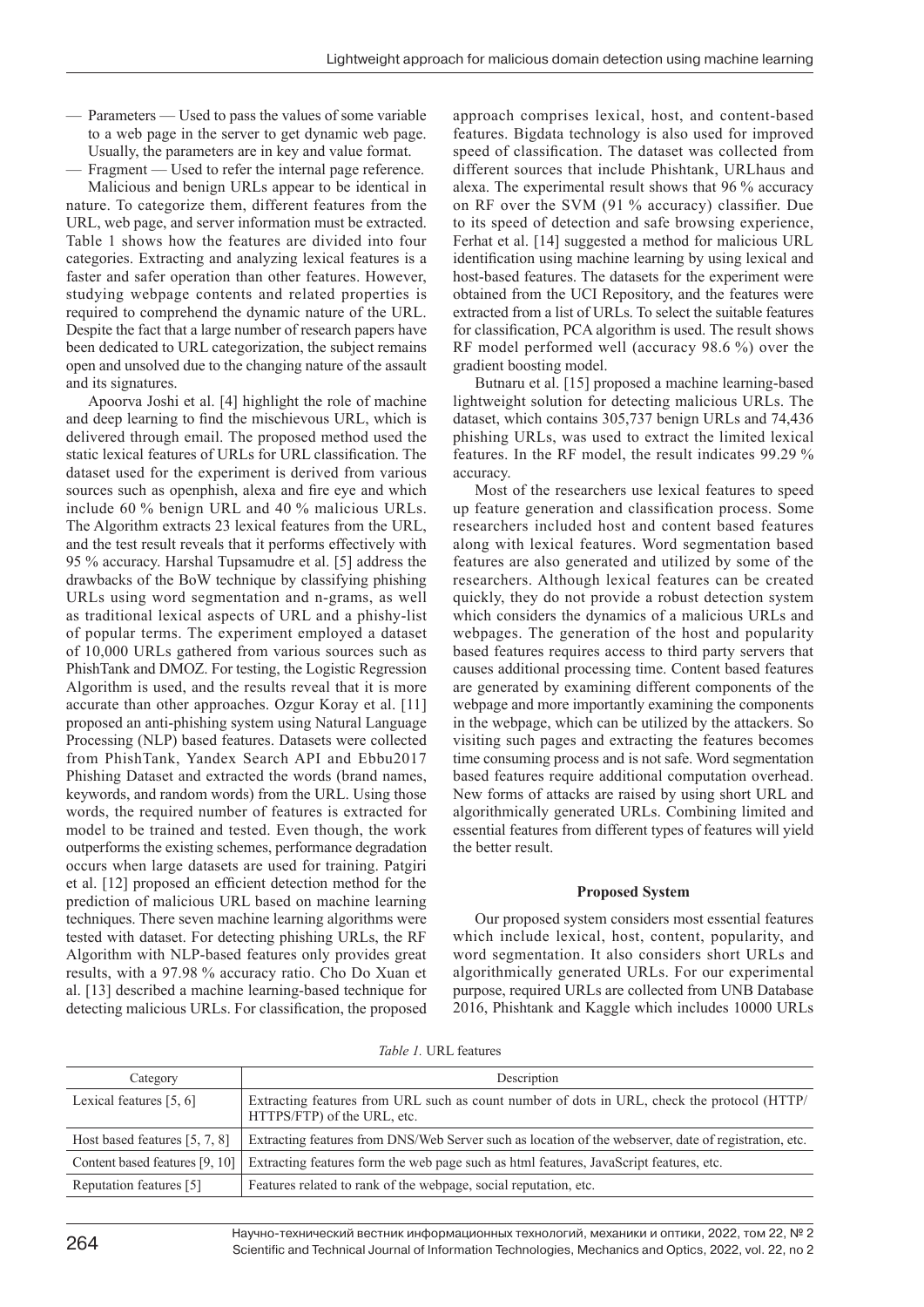— Parameters — Used to pass the values of some variable to a web page in the server to get dynamic web page. Usually, the parameters are in key and value format.

— Fragment — Used to refer the internal page reference.

Malicious and benign URLs appear to be identical in nature. To categorize them, different features from the URL, web page, and server information must be extracted. Table 1 shows how the features are divided into four categories. Extracting and analyzing lexical features is a faster and safer operation than other features. However, studying webpage contents and related properties is required to comprehend the dynamic nature of the URL. Despite the fact that a large number of research papers have been dedicated to URL categorization, the subject remains open and unsolved due to the changing nature of the assault and its signatures.

Apoorva Joshi et al. [4] highlight the role of machine and deep learning to find the mischievous URL, which is delivered through email. The proposed method used the static lexical features of URLs for URL classification. The dataset used for the experiment is derived from various sources such as openphish, alexa and fire eye and which include 60 % benign URL and 40 % malicious URLs. The Algorithm extracts 23 lexical features from the URL, and the test result reveals that it performs effectively with 95 % accuracy. Harshal Tupsamudre et al. [5] address the drawbacks of the BoW technique by classifying phishing URLs using word segmentation and n-grams, as well as traditional lexical aspects of URL and a phishy-list of popular terms. The experiment employed a dataset of 10,000 URLs gathered from various sources such as PhishTank and DMOZ. For testing, the Logistic Regression Algorithm is used, and the results reveal that it is more accurate than other approaches. Ozgur Koray et al. [11] proposed an anti-phishing system using Natural Language Processing (NLP) based features. Datasets were collected from PhishTank, Yandex Search API and Ebbu2017 Phishing Dataset and extracted the words (brand names, keywords, and random words) from the URL. Using those words, the required number of features is extracted for model to be trained and tested. Even though, the work outperforms the existing schemes, performance degradation occurs when large datasets are used for training. Patgiri et al. [12] proposed an efficient detection method for the prediction of malicious URL based on machine learning techniques. There seven machine learning algorithms were tested with dataset. For detecting phishing URLs, the RF Algorithm with NLP-based features only provides great results, with a 97.98 % accuracy ratio. Cho Do Xuan et al. [13] described a machine learning-based technique for detecting malicious URLs. For classification, the proposed approach comprises lexical, host, and content-based features. Bigdata technology is also used for improved speed of classification. The dataset was collected from different sources that include Phishtank, URLhaus and alexa. The experimental result shows that 96 % accuracy on RF over the SVM (91 % accuracy) classifier. Due to its speed of detection and safe browsing experience, Ferhat et al. [14] suggested a method for malicious URL identification using machine learning by using lexical and host-based features. The datasets for the experiment were obtained from the UCI Repository, and the features were extracted from a list of URLs. To select the suitable features for classification, PCA algorithm is used. The result shows RF model performed well (accuracy 98.6 %) over the gradient boosting model.

Butnaru et al. [15] proposed a machine learning-based lightweight solution for detecting malicious URLs. The dataset, which contains 305,737 benign URLs and 74,436 phishing URLs, was used to extract the limited lexical features. In the RF model, the result indicates 99.29 % accuracy.

Most of the researchers use lexical features to speed up feature generation and classification process. Some researchers included host and content based features along with lexical features. Word segmentation based features are also generated and utilized by some of the researchers. Although lexical features can be created quickly, they do not provide a robust detection system which considers the dynamics of a malicious URLs and webpages. The generation of the host and popularity based features requires access to third party servers that causes additional processing time. Content based features are generated by examining different components of the webpage and more importantly examining the components in the webpage, which can be utilized by the attackers. So visiting such pages and extracting the features becomes time consuming process and is not safe. Word segmentation based features require additional computation overhead. New forms of attacks are raised by using short URL and algorithmically generated URLs. Combining limited and essential features from different types of features will yield the better result.

## Proposed System

Our proposed system considers most essential features which include lexical, host, content, popularity, and word segmentation. It also considers short URLs and algorithmically generated URLs. For our experimental purpose, required URLs are collected from UNB Database 2016, Phishtank and Kaggle which includes 10000 URLs

*Table 1.* URL features

| Category | Description |
|---|---|
| Lexical features [5, 6] | Extracting features from URL such as count number of dots in URL, check the protocol (HTTP/HTTPS/FTP) of the URL, etc. |
| Host based features [5, 7, 8] | Extracting features from DNS/Web Server such as location of the webserver, date of registration, etc. |
| Content based features [9, 10] | Extracting features form the web page such as html features, JavaScript features, etc. |
| Reputation features [5] | Features related to rank of the webpage, social reputation, etc. |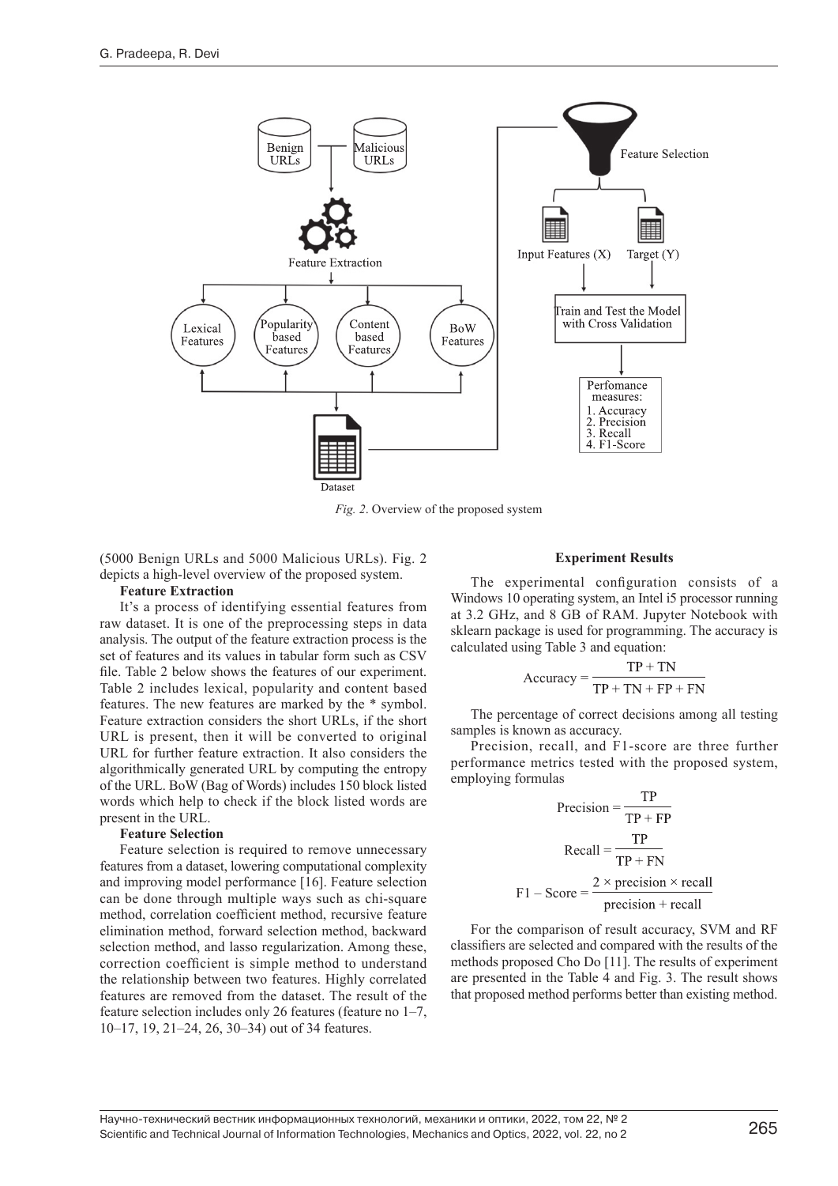*Fig. 2*. Overview of the proposed system

(5000 Benign URLs and 5000 Malicious URLs). Fig. 2 depicts a high-level overview of the proposed system.

**Feature Extraction**

It's a process of identifying essential features from raw dataset. It is one of the preprocessing steps in data analysis. The output of the feature extraction process is the set of features and its values in tabular form such as CSV file. Table 2 below shows the features of our experiment. Table 2 includes lexical, popularity and content based features. The new features are marked by the * symbol. Feature extraction considers the short URLs, if the short URL is present, then it will be converted to original URL for further feature extraction. It also considers the algorithmically generated URL by computing the entropy of the URL. BoW (Bag of Words) includes 150 block listed words which help to check if the block listed words are present in the URL.

**Feature Selection**

Feature selection is required to remove unnecessary features from a dataset, lowering computational complexity and improving model performance [16]. Feature selection can be done through multiple ways such as chi-square method, correlation coefficient method, recursive feature elimination method, forward selection method, backward selection method, and lasso regularization. Among these, correction coefficient is simple method to understand the relationship between two features. Highly correlated features are removed from the dataset. The result of the feature selection includes only 26 features (feature no 1–7, 10–17, 19, 21–24, 26, 30–34) out of 34 features.

**Experiment Results**

The experimental configuration consists of a Windows 10 operating system, an Intel i5 processor running at 3.2 GHz, and 8 GB of RAM. Jupyter Notebook with sklearn package is used for programming. The accuracy is calculated using Table 3 and equation:

$$\text{Accuracy} = \frac{\text{TP} + \text{TN}}{\text{TP} + \text{TN} + \text{FP} + \text{FN}}$$

The percentage of correct decisions among all testing samples is known as accuracy.

Precision, recall, and F1-score are three further performance metrics tested with the proposed system, employing formulas

$$\text{Precision} = \frac{\text{TP}}{\text{TP} + \text{FP}}$$

$$\text{Recall} = \frac{\text{TP}}{\text{TP} + \text{FN}}$$

$$\text{F1} - \text{Score} = \frac{2 \times \text{precision} \times \text{recall}}{\text{precision} + \text{recall}}$$

For the comparison of result accuracy, SVM and RF classifiers are selected and compared with the results of the methods proposed Cho Do [11]. The results of experiment are presented in the Table 4 and Fig. 3. The result shows that proposed method performs better than existing method.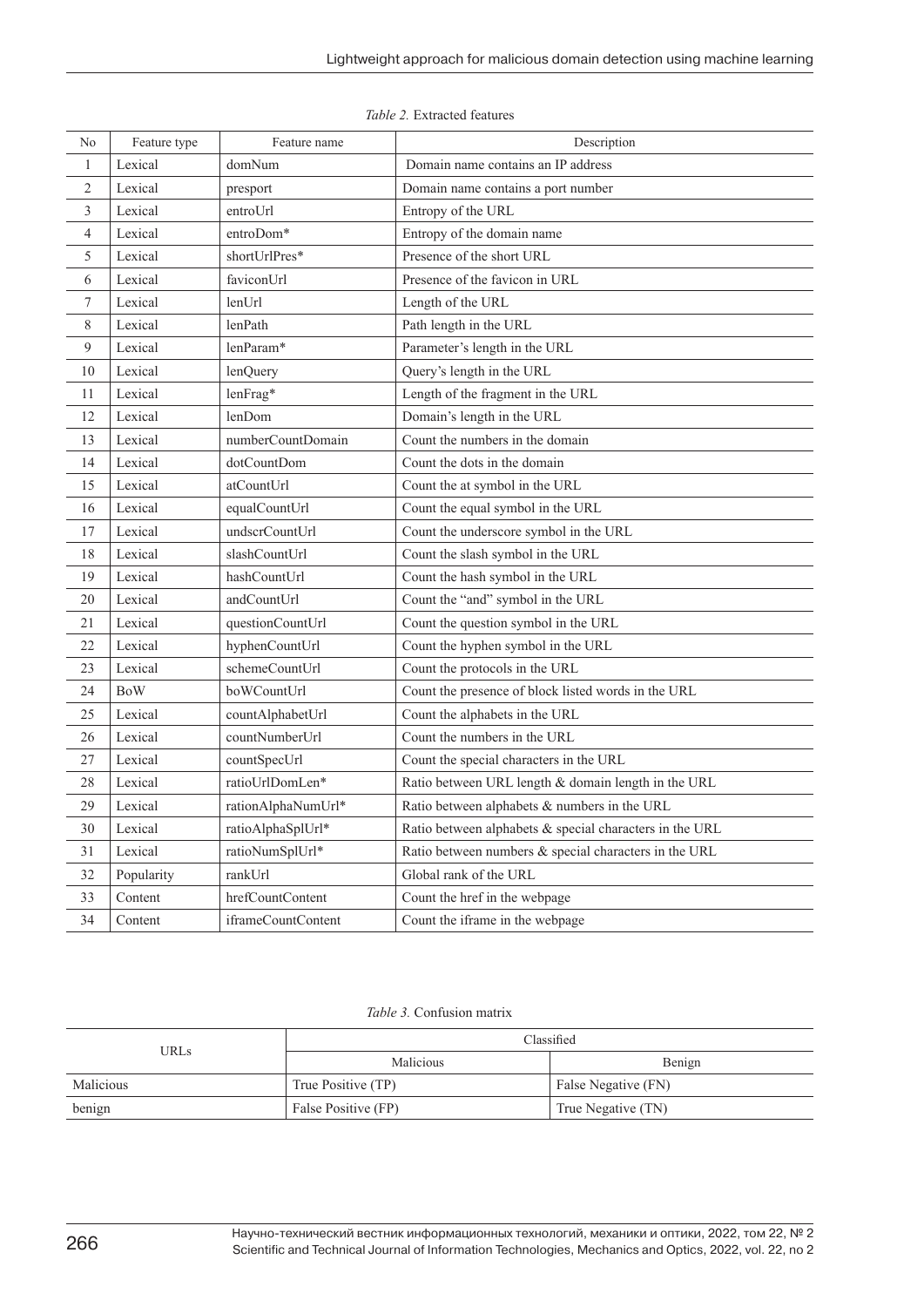*Table 2.* Extracted features

| No | Feature type | Feature name | Description |
|---|---|---|---|
| 1 | Lexical | domNum | Domain name contains an IP address |
| 2 | Lexical | presport | Domain name contains a port number |
| 3 | Lexical | entroUrl | Entropy of the URL |
| 4 | Lexical | entroDom* | Entropy of the domain name |
| 5 | Lexical | shortUrlPres* | Presence of the short URL |
| 6 | Lexical | faviconUrl | Presence of the favicon in URL |
| 7 | Lexical | lenUrl | Length of the URL |
| 8 | Lexical | lenPath | Path length in the URL |
| 9 | Lexical | lenParam* | Parameter's length in the URL |
| 10 | Lexical | lenQuery | Query's length in the URL |
| 11 | Lexical | lenFrag* | Length of the fragment in the URL |
| 12 | Lexical | lenDom | Domain's length in the URL |
| 13 | Lexical | numberCountDomain | Count the numbers in the domain |
| 14 | Lexical | dotCountDom | Count the dots in the domain |
| 15 | Lexical | atCountUrl | Count the at symbol in the URL |
| 16 | Lexical | equalCountUrl | Count the equal symbol in the URL |
| 17 | Lexical | undscrCountUrl | Count the underscore symbol in the URL |
| 18 | Lexical | slashCountUrl | Count the slash symbol in the URL |
| 19 | Lexical | hashCountUrl | Count the hash symbol in the URL |
| 20 | Lexical | andCountUrl | Count the "and" symbol in the URL |
| 21 | Lexical | questionCountUrl | Count the question symbol in the URL |
| 22 | Lexical | hyphenCountUrl | Count the hyphen symbol in the URL |
| 23 | Lexical | schemeCountUrl | Count the protocols in the URL |
| 24 | BoW | boWCountUrl | Count the presence of block listed words in the URL |
| 25 | Lexical | countAlphabetUrl | Count the alphabets in the URL |
| 26 | Lexical | countNumberUrl | Count the numbers in the URL |
| 27 | Lexical | countSpecUrl | Count the special characters in the URL |
| 28 | Lexical | ratioUrlDomLen* | Ratio between URL length & domain length in the URL |
| 29 | Lexical | rationAlphaNumUrl* | Ratio between alphabets & numbers in the URL |
| 30 | Lexical | ratioAlphaSplUrl* | Ratio between alphabets & special characters in the URL |
| 31 | Lexical | ratioNumSplUrl* | Ratio between numbers & special characters in the URL |
| 32 | Popularity | rankUrl | Global rank of the URL |
| 33 | Content | hrefCountContent | Count the href in the webpage |
| 34 | Content | iframeCountContent | Count the iframe in the webpage |

*Table 3.* Confusion matrix

| URLs | Classified | |
|---|---|---|
| | Malicious | Benign |
| Malicious | True Positive (TP) | False Negative (FN) |
| benign | False Positive (FP) | True Negative (TN) |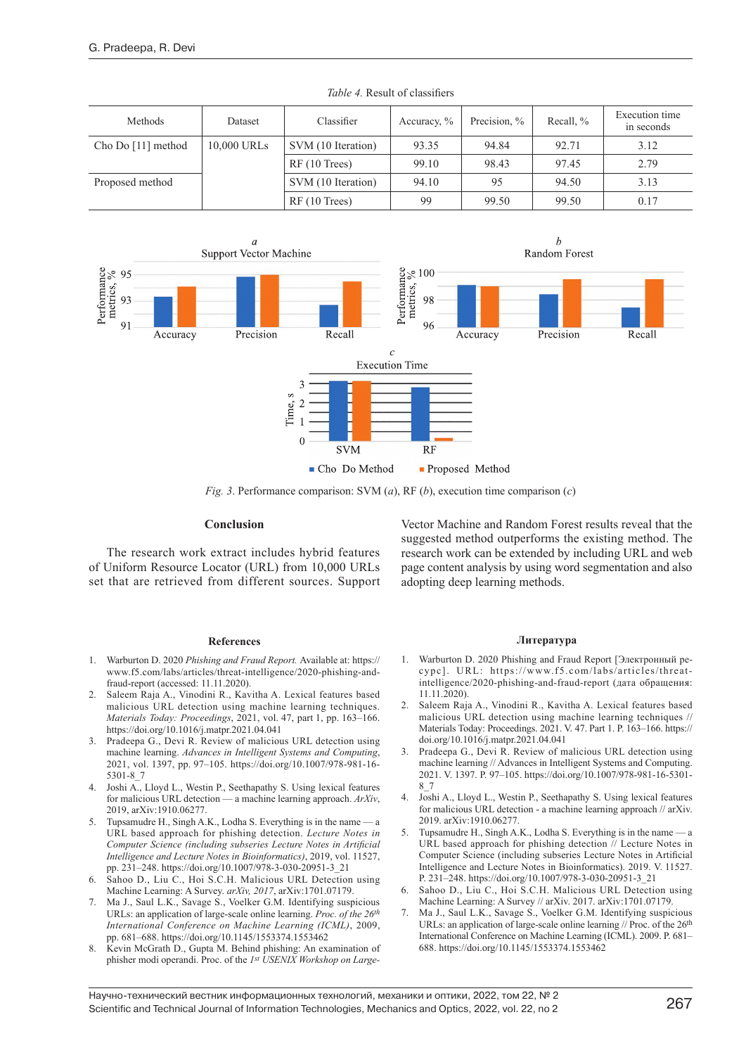*Table 4.* Result of classifiers

| Methods | Dataset | Classifier | Accuracy, % | Precision, % | Recall, % | Execution time in seconds |
|---|---|---|---|---|---|---|
| Cho Do [11] method | 10,000 URLs | SVM (10 Iteration) | 93.35 | 94.84 | 92.71 | 3.12 |
| | | RF (10 Trees) | 99.10 | 98.43 | 97.45 | 2.79 |
| Proposed method | | SVM (10 Iteration) | 94.10 | 95 | 94.50 | 3.13 |
| | | RF (10 Trees) | 99 | 99.50 | 99.50 | 0.17 |

*Fig. 3.* Performance comparison: SVM (*a*), RF (*b*), execution time comparison (*c*)

## Conclusion

The research work extract includes hybrid features of Uniform Resource Locator (URL) from 10,000 URLs set that are retrieved from different sources. Support Vector Machine and Random Forest results reveal that the suggested method outperforms the existing method. The research work can be extended by including URL and web page content analysis by using word segmentation and also adopting deep learning methods.

## References

1. Warburton D. 2020 *Phishing and Fraud Report.* Available at: https://www.f5.com/labs/articles/threat-intelligence/2020-phishing-and-fraud-report (accessed: 11.11.2020).
2. Saleem Raja A., Vinodini R., Kavitha A. Lexical features based malicious URL detection using machine learning techniques. *Materials Today: Proceedings*, 2021, vol. 47, part 1, pp. 163–166. https://doi.org/10.1016/j.matpr.2021.04.041
3. Pradeepa G., Devi R. Review of malicious URL detection using machine learning. *Advances in Intelligent Systems and Computing*, 2021, vol. 1397, pp. 97–105. https://doi.org/10.1007/978-981-16-5301-8_7
4. Joshi A., Lloyd L., Westin P., Seethapathy S. Using lexical features for malicious URL detection — a machine learning approach. *ArXiv*, 2019, arXiv:1910.06277.
5. Tupsamudre H., Singh A.K., Lodha S. Everything is in the name — a URL based approach for phishing detection. *Lecture Notes in Computer Science (including subseries Lecture Notes in Artificial Intelligence and Lecture Notes in Bioinformatics)*, 2019, vol. 11527, pp. 231–248. https://doi.org/10.1007/978-3-030-20951-3_21
6. Sahoo D., Liu C., Hoi S.C.H. Malicious URL Detection using Machine Learning: A Survey. *arXiv, 2017*, arXiv:1701.07179.
7. Ma J., Saul L.K., Savage S., Voelker G.M. Identifying suspicious URLs: an application of large-scale online learning. *Proc. of the 26th International Conference on Machine Learning (ICML)*, 2009, pp. 681–688. https://doi.org/10.1145/1553374.1553462
8. Kevin McGrath D., Gupta M. Behind phishing: An examination of phisher modi operandi. Proc. of the *1st USENIX Workshop on Large-*

## Литература

1. Warburton D. 2020 Phishing and Fraud Report [Электронный ресурс]. URL: https://www.f5.com/labs/articles/threat-intelligence/2020-phishing-and-fraud-report (дата обращения: 11.11.2020).
2. Saleem Raja A., Vinodini R., Kavitha A. Lexical features based malicious URL detection using machine learning techniques // Materials Today: Proceedings. 2021. V. 47. Part 1. P. 163–166. https://doi.org/10.1016/j.matpr.2021.04.041
3. Pradeepa G., Devi R. Review of malicious URL detection using machine learning // Advances in Intelligent Systems and Computing. 2021. V. 1397. P. 97–105. https://doi.org/10.1007/978-981-16-5301-8_7
4. Joshi A., Lloyd L., Westin P., Seethapathy S. Using lexical features for malicious URL detection - a machine learning approach // arXiv. 2019. arXiv:1910.06277.
5. Tupsamudre H., Singh A.K., Lodha S. Everything is in the name — a URL based approach for phishing detection // Lecture Notes in Computer Science (including subseries Lecture Notes in Artificial Intelligence and Lecture Notes in Bioinformatics). 2019. V. 11527. P. 231–248. https://doi.org/10.1007/978-3-030-20951-3_21
6. Sahoo D., Liu C., Hoi S.C.H. Malicious URL Detection using Machine Learning: A Survey // arXiv. 2017. arXiv:1701.07179.
7. Ma J., Saul L.K., Savage S., Voelker G.M. Identifying suspicious URLs: an application of large-scale online learning // Proc. of the 26th International Conference on Machine Learning (ICML). 2009. P. 681–688. https://doi.org/10.1145/1553374.1553462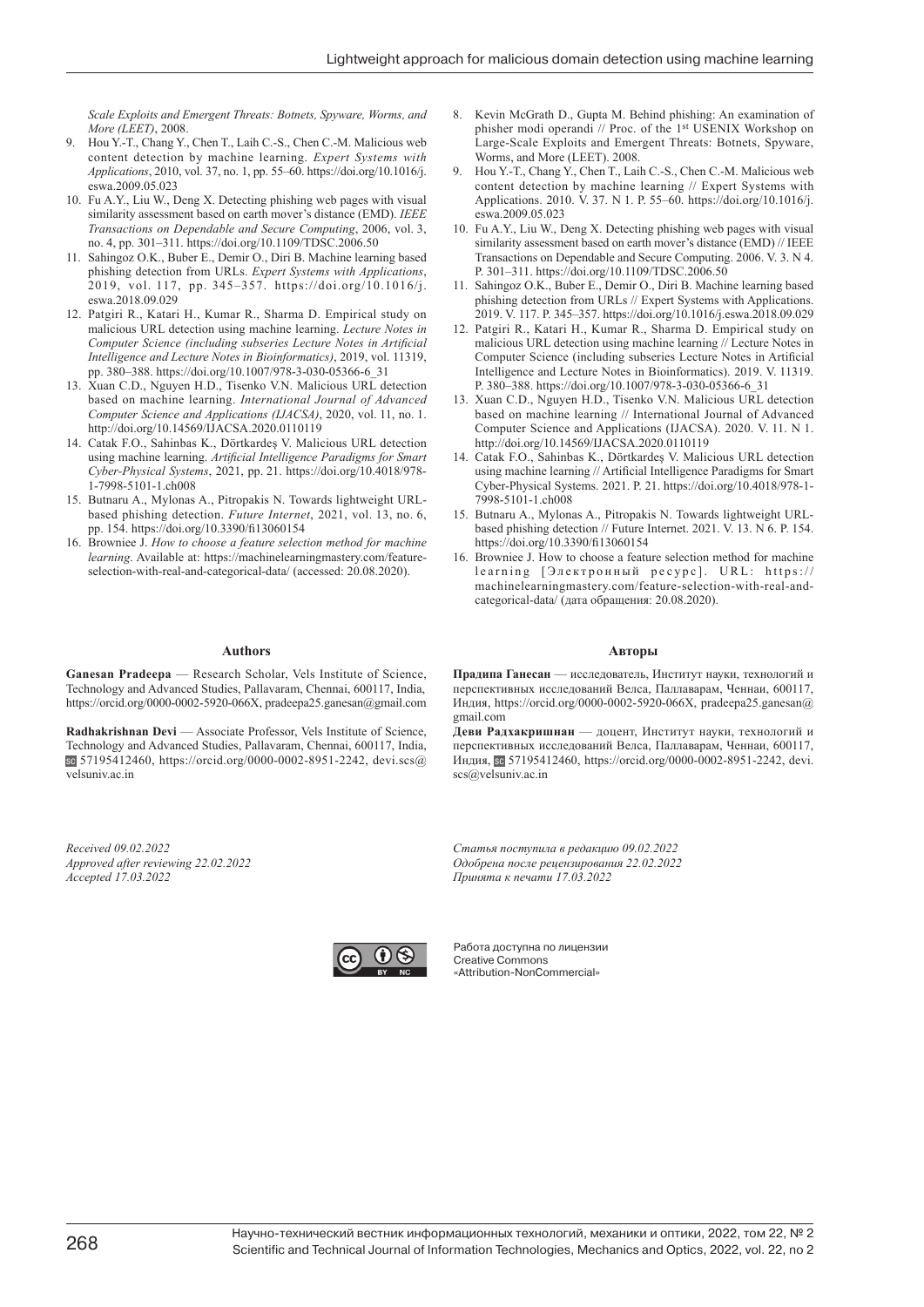*Scale Exploits and Emergent Threats: Botnets, Spyware, Worms, and More (LEET)*, 2008.

9. Hou Y.-T., Chang Y., Chen T., Laih C.-S., Chen C.-M. Malicious web content detection by machine learning. *Expert Systems with Applications*, 2010, vol. 37, no. 1, pp. 55–60. https://doi.org/10.1016/j.eswa.2009.05.023
10. Fu A.Y., Liu W., Deng X. Detecting phishing web pages with visual similarity assessment based on earth mover's distance (EMD). *IEEE Transactions on Dependable and Secure Computing*, 2006, vol. 3, no. 4, pp. 301–311. https://doi.org/10.1109/TDSC.2006.50
11. Sahingoz O.K., Buber E., Demir O., Diri B. Machine learning based phishing detection from URLs. *Expert Systems with Applications*, 2019, vol. 117, pp. 345–357. https://doi.org/10.1016/j.eswa.2018.09.029
12. Patgiri R., Katari H., Kumar R., Sharma D. Empirical study on malicious URL detection using machine learning. *Lecture Notes in Computer Science (including subseries Lecture Notes in Artificial Intelligence and Lecture Notes in Bioinformatics)*, 2019, vol. 11319, pp. 380–388. https://doi.org/10.1007/978-3-030-05366-6_31
13. Xuan C.D., Nguyen H.D., Tisenko V.N. Malicious URL detection based on machine learning. *International Journal of Advanced Computer Science and Applications (IJACSA)*, 2020, vol. 11, no. 1. http://doi.org/10.14569/IJACSA.2020.0110119
14. Catak F.O., Sahinbas K., Dörtkardeş V. Malicious URL detection using machine learning. *Artificial Intelligence Paradigms for Smart Cyber-Physical Systems*, 2021, pp. 21. https://doi.org/10.4018/978-1-7998-5101-1.ch008
15. Butnaru A., Mylonas A., Pitropakis N. Towards lightweight URL-based phishing detection. *Future Internet*, 2021, vol. 13, no. 6, pp. 154. https://doi.org/10.3390/fi13060154
16. Browniee J. *How to choose a feature selection method for machine learning*. Available at: https://machinelearningmastery.com/feature-selection-with-real-and-categorical-data/ (accessed: 20.08.2020).

8. Kevin McGrath D., Gupta M. Behind phishing: An examination of phisher modi operandi // Proc. of the 1st USENIX Workshop on Large-Scale Exploits and Emergent Threats: Botnets, Spyware, Worms, and More (LEET). 2008.
9. Hou Y.-T., Chang Y., Chen T., Laih C.-S., Chen C.-M. Malicious web content detection by machine learning // Expert Systems with Applications. 2010. V. 37. N 1. P. 55–60. https://doi.org/10.1016/j.eswa.2009.05.023
10. Fu A.Y., Liu W., Deng X. Detecting phishing web pages with visual similarity assessment based on earth mover's distance (EMD) // IEEE Transactions on Dependable and Secure Computing. 2006. V. 3. N 4. P. 301–311. https://doi.org/10.1109/TDSC.2006.50
11. Sahingoz O.K., Buber E., Demir O., Diri B. Machine learning based phishing detection from URLs // Expert Systems with Applications. 2019. V. 117. P. 345–357. https://doi.org/10.1016/j.eswa.2018.09.029
12. Patgiri R., Katari H., Kumar R., Sharma D. Empirical study on malicious URL detection using machine learning // Lecture Notes in Computer Science (including subseries Lecture Notes in Artificial Intelligence and Lecture Notes in Bioinformatics). 2019. V. 11319. P. 380–388. https://doi.org/10.1007/978-3-030-05366-6_31
13. Xuan C.D., Nguyen H.D., Tisenko V.N. Malicious URL detection based on machine learning // International Journal of Advanced Computer Science and Applications (IJACSA). 2020. V. 11. N 1. http://doi.org/10.14569/IJACSA.2020.0110119
14. Catak F.O., Sahinbas K., Dörtkardeş V. Malicious URL detection using machine learning // Artificial Intelligence Paradigms for Smart Cyber-Physical Systems. 2021. P. 21. https://doi.org/10.4018/978-1-7998-5101-1.ch008
15. Butnaru A., Mylonas A., Pitropakis N. Towards lightweight URL-based phishing detection // Future Internet. 2021. V. 13. N 6. P. 154. https://doi.org/10.3390/fi13060154
16. Browniee J. How to choose a feature selection method for machine learning [Электронный ресурс]. URL: https://machinelearningmastery.com/feature-selection-with-real-and-categorical-data/ (дата обращения: 20.08.2020).

## Authors

**Ganesan Pradeepa** — Research Scholar, Vels Institute of Science, Technology and Advanced Studies, Pallavaram, Chennai, 600117, India, https://orcid.org/0000-0002-5920-066X, pradeepa25.ganesan@gmail.com

**Radhakrishnan Devi** — Associate Professor, Vels Institute of Science, Technology and Advanced Studies, Pallavaram, Chennai, 600117, India, sc 57195412460, https://orcid.org/0000-0002-8951-2242, devi.scs@velsuniv.ac.in

## Авторы

**Прадипа Ганесан** — исследователь, Институт науки, технологий и перспективных исследований Велса, Паллаварам, Ченнаи, 600117, Индия, https://orcid.org/0000-0002-5920-066X, pradeepa25.ganesan@gmail.com

**Деви Радхакришнан** — доцент, Институт науки, технологий и перспективных исследований Велса, Паллаварам, Ченнаи, 600117, Индия, sc 57195412460, https://orcid.org/0000-0002-8951-2242, devi.scs@velsuniv.ac.in

*Received 09.02.2022*
*Approved after reviewing 22.02.2022*
*Accepted 17.03.2022*

*Статья поступила в редакцию 09.02.2022*
*Одобрена после рецензирования 22.02.2022*
*Принята к печати 17.03.2022*

Работа доступна по лицензии Creative Commons «Attribution-NonCommercial»